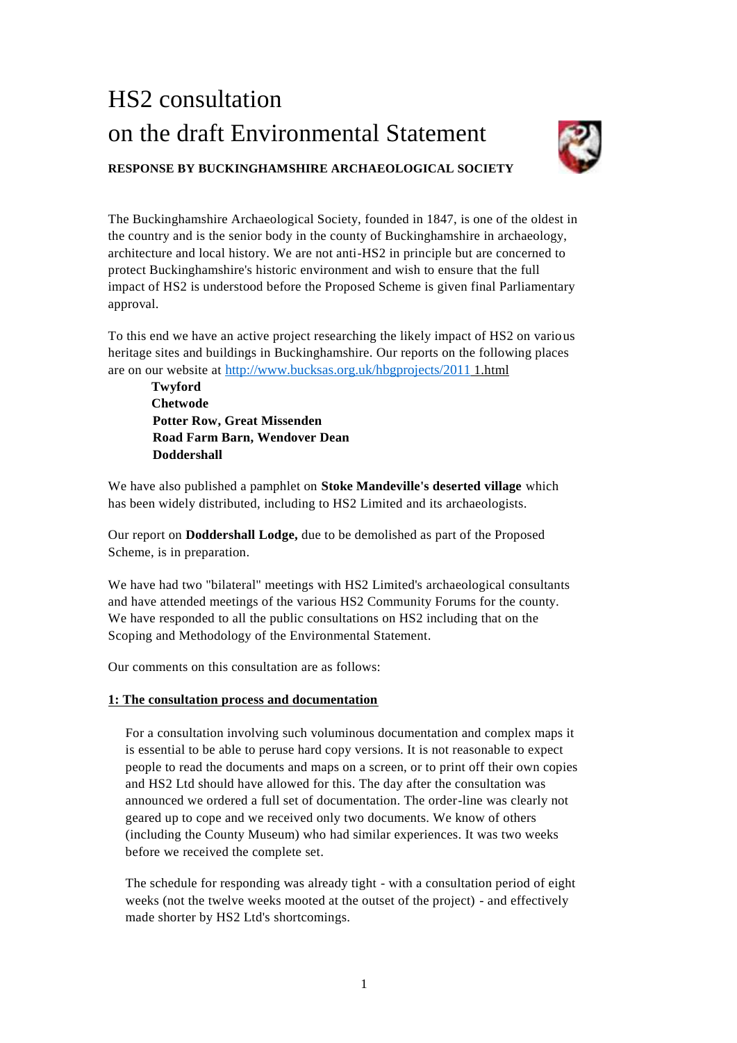# HS2 consultation on the draft Environmental Statement

**RESPONSE BY BUCKINGHAMSHIRE ARCHAEOLOGICAL SOCIETY**

The Buckinghamshire Archaeological Society, founded in 1847, is one of the oldest in the country and is the senior body in the county of Buckinghamshire in archaeology, architecture and local history. We are not anti-HS2 in principle but are concerned to protect Buckinghamshire's historic environment and wish to ensure that the full impact of HS2 is understood before the Proposed Scheme is given final Parliamentary approval.

To this end we have an active project researching the likely impact of HS2 on various heritage sites and buildings in Buckinghamshire. Our reports on the following places are on our website at http://www.bucksas.org.uk/hbgprojects/2011 1.html

- **Twyford**
- **Chetwode**
- **Potter Row, Great Missenden**
- **Road Farm Barn, Wendover Dean**
- **Doddershall**

We have also published a pamphlet on **Stoke Mandeville's deserted village** which has been widely distributed, including to HS2 Limited and its archaeologists.

Our report on **Doddershall Lodge,** due to be demolished as part of the Proposed Scheme, is in preparation.

We have had two "bilateral" meetings with HS2 Limited's archaeological consultants and have attended meetings of the various HS2 Community Forums for the county. We have responded to all the public consultations on HS2 including that on the Scoping and Methodology of the Environmental Statement.

Our comments on this consultation are as follows:

## 1: The consultation process and documentation

For a consultation involving such voluminous documentation and complex maps it is essential to be able to peruse hard copy versions. It is not reasonable to expect people to read the documents and maps on a screen, or to print off their own copies and HS2 Ltd should have allowed for this. The day after the consultation was announced we ordered a full set of documentation. The order-line was clearly not geared up to cope and we received only two documents. We know of others (including the County Museum) who had similar experiences. It was two weeks before we received the complete set.

The schedule for responding was already tight - with a consultation period of eight weeks (not the twelve weeks mooted at the outset of the project) - and effectively made shorter by HS2 Ltd's shortcomings.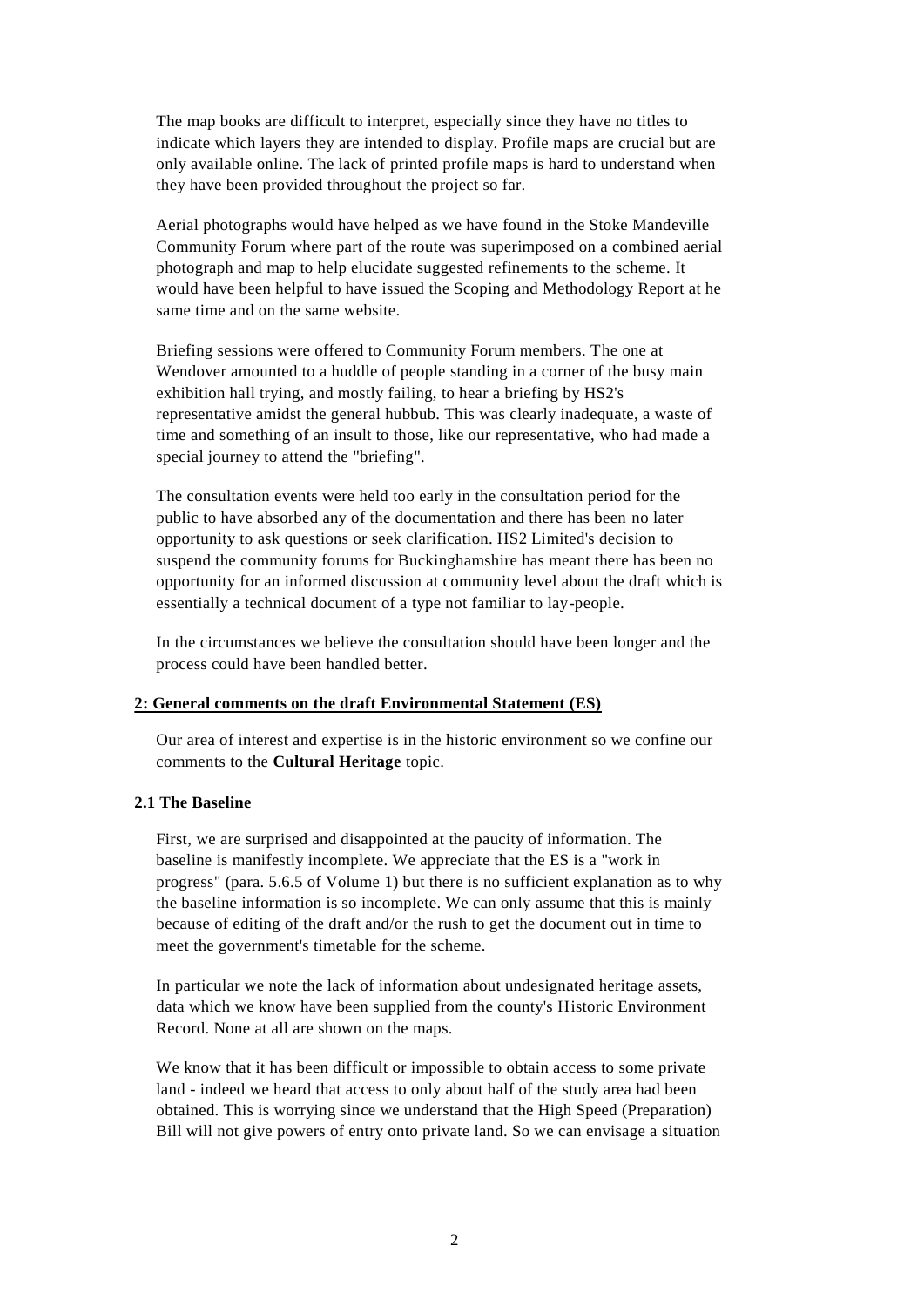The map books are difficult to interpret, especially since they have no titles to indicate which layers they are intended to display. Profile maps are crucial but are only available online. The lack of printed profile maps is hard to understand when they have been provided throughout the project so far.

Aerial photographs would have helped as we have found in the Stoke Mandeville Community Forum where part of the route was superimposed on a combined aerial photograph and map to help elucidate suggested refinements to the scheme. It would have been helpful to have issued the Scoping and Methodology Report at he same time and on the same website.

Briefing sessions were offered to Community Forum members. The one at Wendover amounted to a huddle of people standing in a corner of the busy main exhibition hall trying, and mostly failing, to hear a briefing by HS2's representative amidst the general hubbub. This was clearly inadequate, a waste of time and something of an insult to those, like our representative, who had made a special journey to attend the "briefing".

The consultation events were held too early in the consultation period for the public to have absorbed any of the documentation and there has been no later opportunity to ask questions or seek clarification. HS2 Limited's decision to suspend the community forums for Buckinghamshire has meant there has been no opportunity for an informed discussion at community level about the draft which is essentially a technical document of a type not familiar to lay-people.

In the circumstances we believe the consultation should have been longer and the process could have been handled better.

## 2: General comments on the draft Environmental Statement (ES)

Our area of interest and expertise is in the historic environment so we confine our comments to the **Cultural Heritage** topic.

### 2.1 The Baseline

First, we are surprised and disappointed at the paucity of information. The baseline is manifestly incomplete. We appreciate that the ES is a "work in progress" (para. 5.6.5 of Volume 1) but there is no sufficient explanation as to why the baseline information is so incomplete. We can only assume that this is mainly because of editing of the draft and/or the rush to get the document out in time to meet the government's timetable for the scheme.

In particular we note the lack of information about undesignated heritage assets, data which we know have been supplied from the county's Historic Environment Record. None at all are shown on the maps.

We know that it has been difficult or impossible to obtain access to some private land - indeed we heard that access to only about half of the study area had been obtained. This is worrying since we understand that the High Speed (Preparation) Bill will not give powers of entry onto private land. So we can envisage a situation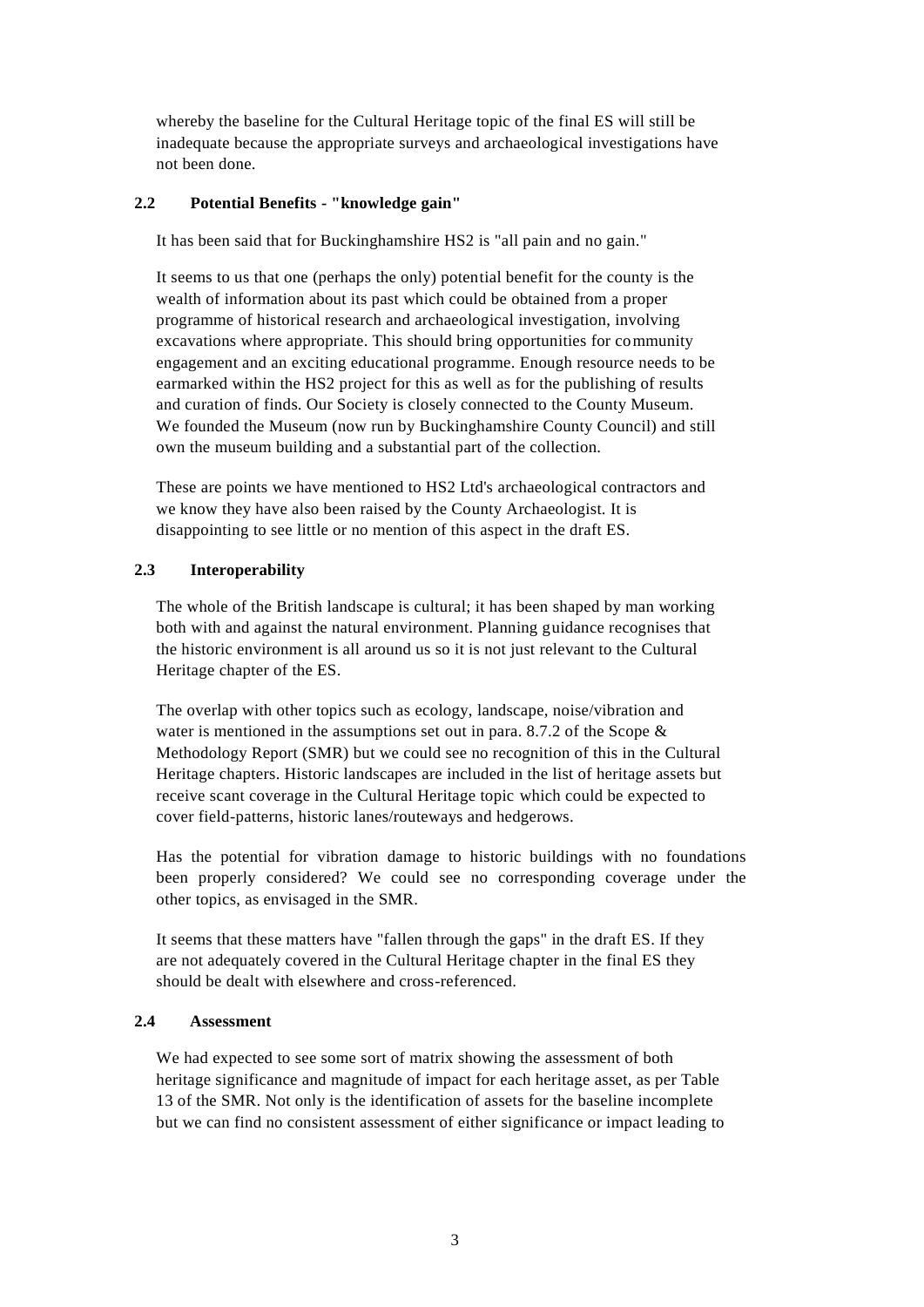whereby the baseline for the Cultural Heritage topic of the final ES will still be inadequate because the appropriate surveys and archaeological investigations have not been done.

### 2.2 Potential Benefits - "knowledge gain"

It has been said that for Buckinghamshire HS2 is "all pain and no gain."

It seems to us that one (perhaps the only) potential benefit for the county is the wealth of information about its past which could be obtained from a proper programme of historical research and archaeological investigation, involving excavations where appropriate. This should bring opportunities for community engagement and an exciting educational programme. Enough resource needs to be earmarked within the HS2 project for this as well as for the publishing of results and curation of finds. Our Society is closely connected to the County Museum. We founded the Museum (now run by Buckinghamshire County Council) and still own the museum building and a substantial part of the collection.

These are points we have mentioned to HS2 Ltd's archaeological contractors and we know they have also been raised by the County Archaeologist. It is disappointing to see little or no mention of this aspect in the draft ES.

### 2.3 Interoperability

The whole of the British landscape is cultural; it has been shaped by man working both with and against the natural environment. Planning guidance recognises that the historic environment is all around us so it is not just relevant to the Cultural Heritage chapter of the ES.

The overlap with other topics such as ecology, landscape, noise/vibration and water is mentioned in the assumptions set out in para. 8.7.2 of the Scope & Methodology Report (SMR) but we could see no recognition of this in the Cultural Heritage chapters. Historic landscapes are included in the list of heritage assets but receive scant coverage in the Cultural Heritage topic which could be expected to cover field-patterns, historic lanes/routeways and hedgerows.

Has the potential for vibration damage to historic buildings with no foundations been properly considered? We could see no corresponding coverage under the other topics, as envisaged in the SMR.

It seems that these matters have "fallen through the gaps" in the draft ES. If they are not adequately covered in the Cultural Heritage chapter in the final ES they should be dealt with elsewhere and cross-referenced.

### 2.4 Assessment

We had expected to see some sort of matrix showing the assessment of both heritage significance and magnitude of impact for each heritage asset, as per Table 13 of the SMR. Not only is the identification of assets for the baseline incomplete but we can find no consistent assessment of either significance or impact leading to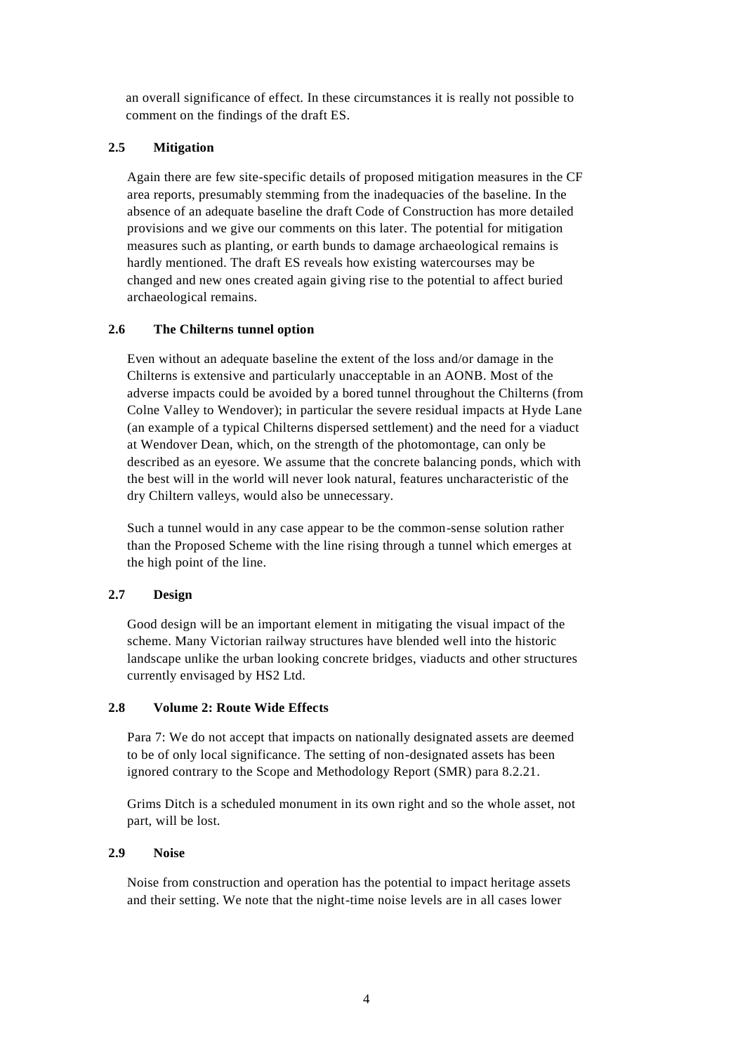an overall significance of effect. In these circumstances it is really not possible to comment on the findings of the draft ES.

### 2.5 Mitigation

Again there are few site-specific details of proposed mitigation measures in the CF area reports, presumably stemming from the inadequacies of the baseline. In the absence of an adequate baseline the draft Code of Construction has more detailed provisions and we give our comments on this later. The potential for mitigation measures such as planting, or earth bunds to damage archaeological remains is hardly mentioned. The draft ES reveals how existing watercourses may be changed and new ones created again giving rise to the potential to affect buried archaeological remains.

### 2.6 The Chilterns tunnel option

Even without an adequate baseline the extent of the loss and/or damage in the Chilterns is extensive and particularly unacceptable in an AONB. Most of the adverse impacts could be avoided by a bored tunnel throughout the Chilterns (from Colne Valley to Wendover); in particular the severe residual impacts at Hyde Lane (an example of a typical Chilterns dispersed settlement) and the need for a viaduct at Wendover Dean, which, on the strength of the photomontage, can only be described as an eyesore. We assume that the concrete balancing ponds, which with the best will in the world will never look natural, features uncharacteristic of the dry Chiltern valleys, would also be unnecessary.

Such a tunnel would in any case appear to be the common-sense solution rather than the Proposed Scheme with the line rising through a tunnel which emerges at the high point of the line.

### 2.7 Design

Good design will be an important element in mitigating the visual impact of the scheme. Many Victorian railway structures have blended well into the historic landscape unlike the urban looking concrete bridges, viaducts and other structures currently envisaged by HS2 Ltd.

### 2.8 Volume 2: Route Wide Effects

Para 7: We do not accept that impacts on nationally designated assets are deemed to be of only local significance. The setting of non-designated assets has been ignored contrary to the Scope and Methodology Report (SMR) para 8.2.21.

Grims Ditch is a scheduled monument in its own right and so the whole asset, not part, will be lost.

### 2.9 Noise

Noise from construction and operation has the potential to impact heritage assets and their setting. We note that the night-time noise levels are in all cases lower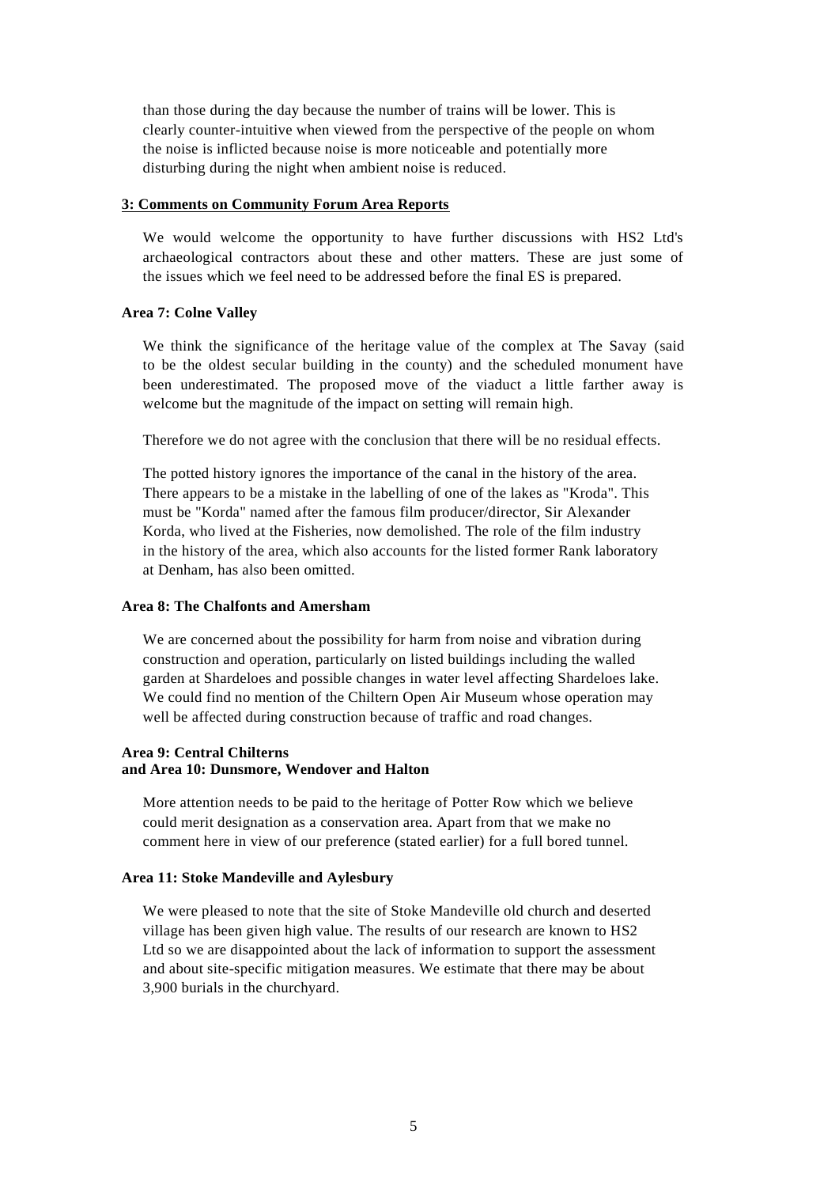than those during the day because the number of trains will be lower. This is clearly counter-intuitive when viewed from the perspective of the people on whom the noise is inflicted because noise is more noticeable and potentially more disturbing during the night when ambient noise is reduced.

## 3: Comments on Community Forum Area Reports

We would welcome the opportunity to have further discussions with HS2 Ltd's archaeological contractors about these and other matters. These are just some of the issues which we feel need to be addressed before the final ES is prepared.

### Area 7: Colne Valley

We think the significance of the heritage value of the complex at The Savay (said to be the oldest secular building in the county) and the scheduled monument have been underestimated. The proposed move of the viaduct a little farther away is welcome but the magnitude of the impact on setting will remain high.

Therefore we do not agree with the conclusion that there will be no residual effects.

The potted history ignores the importance of the canal in the history of the area. There appears to be a mistake in the labelling of one of the lakes as "Kroda". This must be "Korda" named after the famous film producer/director, Sir Alexander Korda, who lived at the Fisheries, now demolished. The role of the film industry in the history of the area, which also accounts for the listed former Rank laboratory at Denham, has also been omitted.

### Area 8: The Chalfonts and Amersham

We are concerned about the possibility for harm from noise and vibration during construction and operation, particularly on listed buildings including the walled garden at Shardeloes and possible changes in water level affecting Shardeloes lake. We could find no mention of the Chiltern Open Air Museum whose operation may well be affected during construction because of traffic and road changes.

### Area 9: Central Chilterns and Area 10: Dunsmore, Wendover and Halton

More attention needs to be paid to the heritage of Potter Row which we believe could merit designation as a conservation area. Apart from that we make no comment here in view of our preference (stated earlier) for a full bored tunnel.

### Area 11: Stoke Mandeville and Aylesbury

We were pleased to note that the site of Stoke Mandeville old church and deserted village has been given high value. The results of our research are known to HS2 Ltd so we are disappointed about the lack of information to support the assessment and about site-specific mitigation measures. We estimate that there may be about 3,900 burials in the churchyard.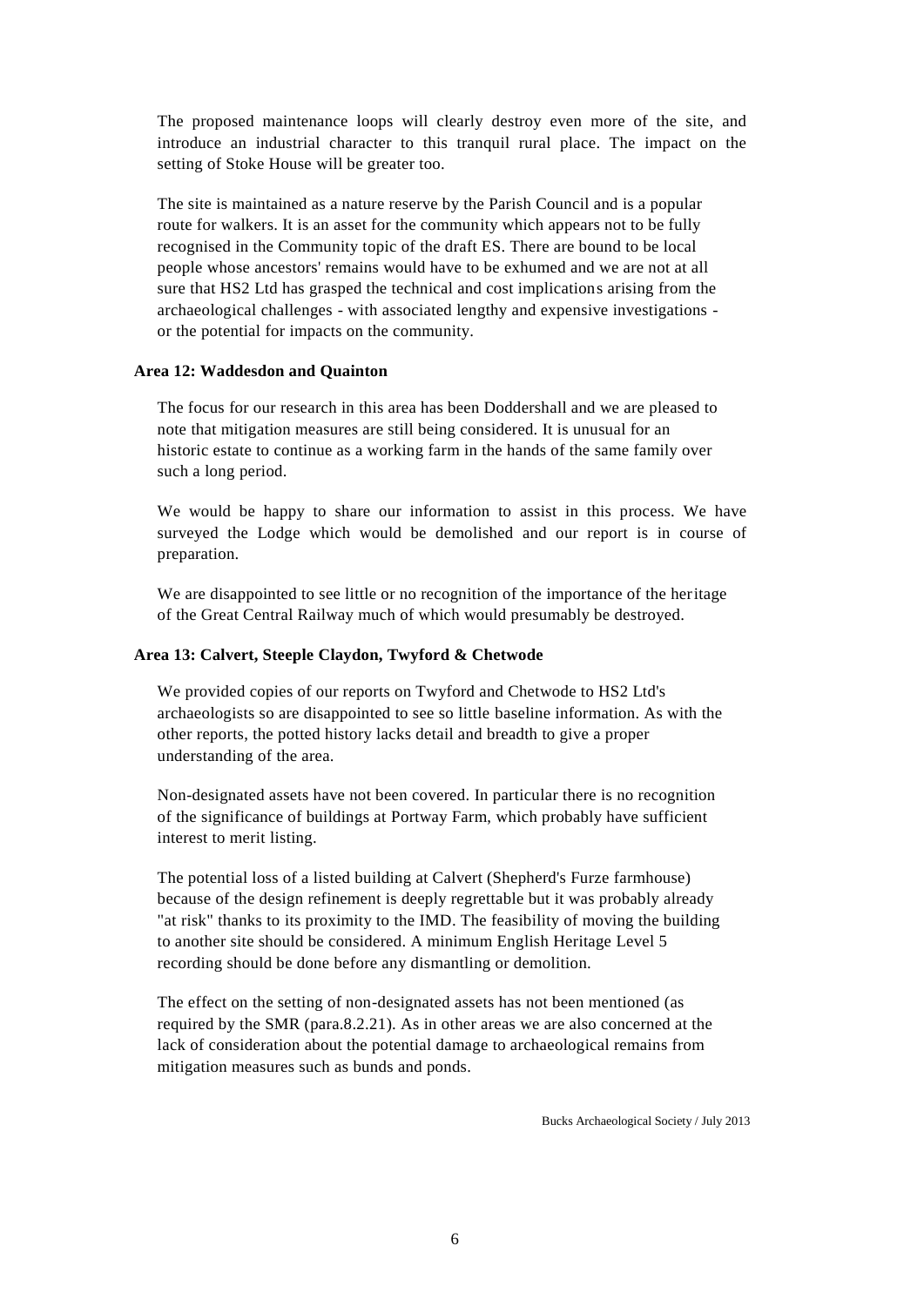The proposed maintenance loops will clearly destroy even more of the site, and introduce an industrial character to this tranquil rural place. The impact on the setting of Stoke House will be greater too.

The site is maintained as a nature reserve by the Parish Council and is a popular route for walkers. It is an asset for the community which appears not to be fully recognised in the Community topic of the draft ES. There are bound to be local people whose ancestors' remains would have to be exhumed and we are not at all sure that HS2 Ltd has grasped the technical and cost implications arising from the archaeological challenges - with associated lengthy and expensive investigations - or the potential for impacts on the community.

**Area 12: Waddesdon and Quainton**

The focus for our research in this area has been Doddershall and we are pleased to note that mitigation measures are still being considered. It is unusual for an historic estate to continue as a working farm in the hands of the same family over such a long period.

We would be happy to share our information to assist in this process. We have surveyed the Lodge which would be demolished and our report is in course of preparation.

We are disappointed to see little or no recognition of the importance of the heritage of the Great Central Railway much of which would presumably be destroyed.

**Area 13: Calvert, Steeple Claydon, Twyford & Chetwode**

We provided copies of our reports on Twyford and Chetwode to HS2 Ltd's archaeologists so are disappointed to see so little baseline information. As with the other reports, the potted history lacks detail and breadth to give a proper understanding of the area.

Non-designated assets have not been covered. In particular there is no recognition of the significance of buildings at Portway Farm, which probably have sufficient interest to merit listing.

The potential loss of a listed building at Calvert (Shepherd's Furze farmhouse) because of the design refinement is deeply regrettable but it was probably already "at risk" thanks to its proximity to the IMD. The feasibility of moving the building to another site should be considered. A minimum English Heritage Level 5 recording should be done before any dismantling or demolition.

The effect on the setting of non-designated assets has not been mentioned (as required by the SMR (para.8.2.21). As in other areas we are also concerned at the lack of consideration about the potential damage to archaeological remains from mitigation measures such as bunds and ponds.

Bucks Archaeological Society / July 2013